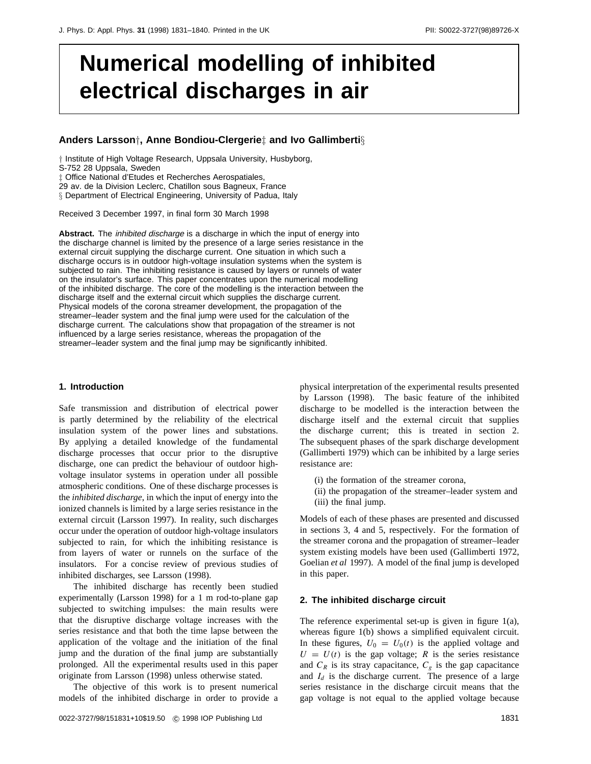# Numerical modelling of inhibited electrical discharges in air

**Anders Larsson†, Anne Bondiou-Clergerie‡ and Ivo Gallimberti§**

† Institute of High Voltage Research, Uppsala University, Husbyborg, S-752 28 Uppsala, Sweden
‡ Office National d'Etudes et Recherches Aerospatiales, 29 av. de la Division Leclerc, Chatillon sous Bagneux, France
§ Department of Electrical Engineering, University of Padua, Italy

Received 3 December 1997, in final form 30 March 1998

**Abstract.** The *inhibited discharge* is a discharge in which the input of energy into the discharge channel is limited by the presence of a large series resistance in the external circuit supplying the discharge current. One situation in which such a discharge occurs is in outdoor high-voltage insulation systems when the system is subjected to rain. The inhibiting resistance is caused by layers or runnels of water on the insulator's surface. This paper concentrates upon the numerical modelling of the inhibited discharge. The core of the modelling is the interaction between the discharge itself and the external circuit which supplies the discharge current. Physical models of the corona streamer development, the propagation of the streamer–leader system and the final jump were used for the calculation of the discharge current. The calculations show that propagation of the streamer is not influenced by a large series resistance, whereas the propagation of the streamer–leader system and the final jump may be significantly inhibited.

## 1. Introduction

Safe transmission and distribution of electrical power is partly determined by the reliability of the electrical insulation system of the power lines and substations. By applying a detailed knowledge of the fundamental discharge processes that occur prior to the disruptive discharge, one can predict the behaviour of outdoor high-voltage insulator systems in operation under all possible atmospheric conditions. One of these discharge processes is the *inhibited discharge*, in which the input of energy into the ionized channels is limited by a large series resistance in the external circuit (Larsson 1997). In reality, such discharges occur under the operation of outdoor high-voltage insulators subjected to rain, for which the inhibiting resistance is from layers of water or runnels on the surface of the insulators. For a concise review of previous studies of inhibited discharges, see Larsson (1998).

The inhibited discharge has recently been studied experimentally (Larsson 1998) for a 1 m rod-to-plane gap subjected to switching impulses: the main results were that the disruptive discharge voltage increases with the series resistance and that both the time lapse between the application of the voltage and the initiation of the final jump and the duration of the final jump are substantially prolonged. All the experimental results used in this paper originate from Larsson (1998) unless otherwise stated.

The objective of this work is to present numerical models of the inhibited discharge in order to provide a physical interpretation of the experimental results presented by Larsson (1998). The basic feature of the inhibited discharge to be modelled is the interaction between the discharge itself and the external circuit that supplies the discharge current; this is treated in section 2. The subsequent phases of the spark discharge development (Gallimberti 1979) which can be inhibited by a large series resistance are:

(i) the formation of the streamer corona,
(ii) the propagation of the streamer–leader system and
(iii) the final jump.

Models of each of these phases are presented and discussed in sections 3, 4 and 5, respectively. For the formation of the streamer corona and the propagation of streamer–leader system existing models have been used (Gallimberti 1972, Goelian *et al* 1997). A model of the final jump is developed in this paper.

## 2. The inhibited discharge circuit

The reference experimental set-up is given in figure 1(a), whereas figure 1(b) shows a simplified equivalent circuit. In these figures, $U_0 = U_0(t)$ is the applied voltage and $U = U(t)$ is the gap voltage; $R$ is the series resistance and $C_R$ is its stray capacitance, $C_g$ is the gap capacitance and $I_d$ is the discharge current. The presence of a large series resistance in the discharge circuit means that the gap voltage is not equal to the applied voltage because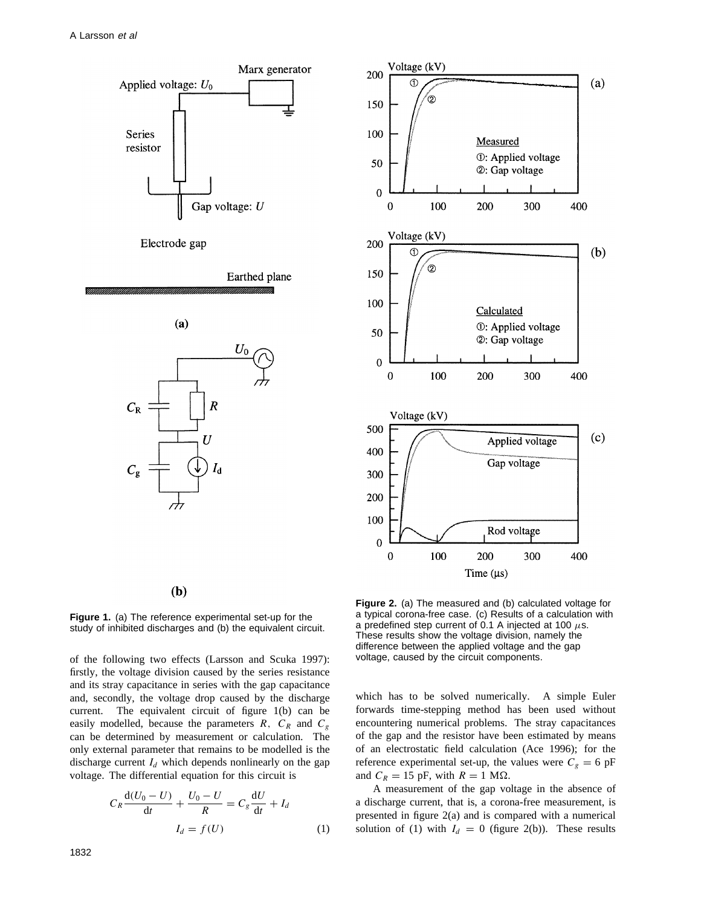**Figure 1.** (a) The reference experimental set-up for the study of inhibited discharges and (b) the equivalent circuit.

**Figure 2.** (a) The measured and (b) calculated voltage for a typical corona-free case. (c) Results of a calculation with a predefined step current of 0.1 A injected at 100 $\mu$s. These results show the voltage division, namely the difference between the applied voltage and the gap voltage, caused by the circuit components.

of the following two effects (Larsson and Scuka 1997): firstly, the voltage division caused by the series resistance and its stray capacitance in series with the gap capacitance and, secondly, the voltage drop caused by the discharge current. The equivalent circuit of figure 1(b) can be easily modelled, because the parameters $R$, $C_R$ and $C_g$ can be determined by measurement or calculation. The only external parameter that remains to be modelled is the discharge current $I_d$ which depends nonlinearly on the gap voltage. The differential equation for this circuit is

$$C_R \frac{\mathrm{d}(U_0 - U)}{\mathrm{d}t} + \frac{U_0 - U}{R} = C_g \frac{\mathrm{d}U}{\mathrm{d}t} + I_d$$

$$I_d = f(U) \tag{1}$$

which has to be solved numerically. A simple Euler forwards time-stepping method has been used without encountering numerical problems. The stray capacitances of the gap and the resistor have been estimated by means of an electrostatic field calculation (Ace 1996); for the reference experimental set-up, the values were $C_g = 6$ pF and $C_R = 15$ pF, with $R = 1$ M$\Omega$.

A measurement of the gap voltage in the absence of a discharge current, that is, a corona-free measurement, is presented in figure 2(a) and is compared with a numerical solution of (1) with $I_d = 0$ (figure 2(b)). These results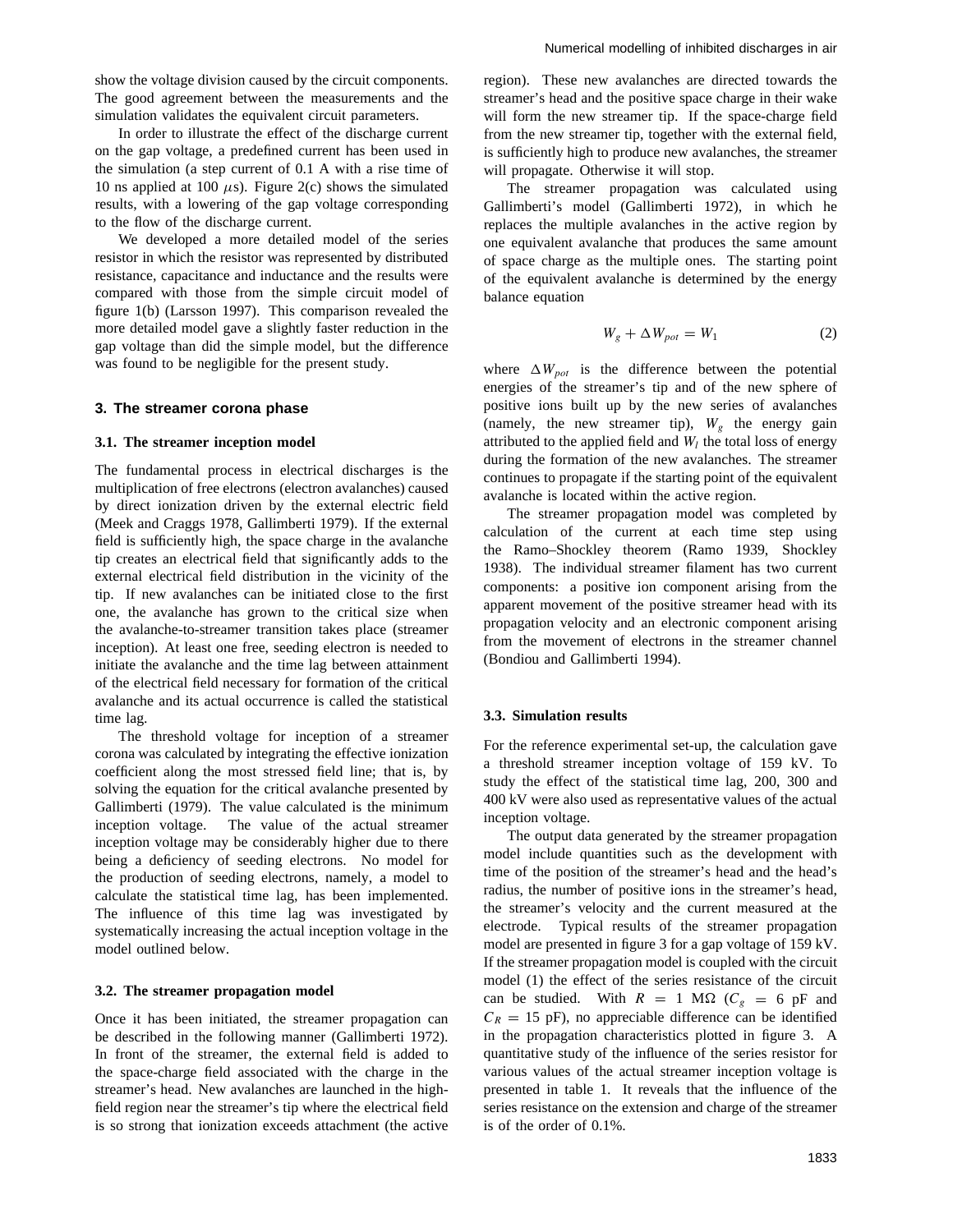show the voltage division caused by the circuit components. The good agreement between the measurements and the simulation validates the equivalent circuit parameters.

In order to illustrate the effect of the discharge current on the gap voltage, a predefined current has been used in the simulation (a step current of 0.1 A with a rise time of 10 ns applied at 100 $\mu$s). Figure 2(c) shows the simulated results, with a lowering of the gap voltage corresponding to the flow of the discharge current.

We developed a more detailed model of the series resistor in which the resistor was represented by distributed resistance, capacitance and inductance and the results were compared with those from the simple circuit model of figure 1(b) (Larsson 1997). This comparison revealed the more detailed model gave a slightly faster reduction in the gap voltage than did the simple model, but the difference was found to be negligible for the present study.

## 3. The streamer corona phase

### 3.1. The streamer inception model

The fundamental process in electrical discharges is the multiplication of free electrons (electron avalanches) caused by direct ionization driven by the external electric field (Meek and Craggs 1978, Gallimberti 1979). If the external field is sufficiently high, the space charge in the avalanche tip creates an electrical field that significantly adds to the external electrical field distribution in the vicinity of the tip. If new avalanches can be initiated close to the first one, the avalanche has grown to the critical size when the avalanche-to-streamer transition takes place (streamer inception). At least one free, seeding electron is needed to initiate the avalanche and the time lag between attainment of the electrical field necessary for formation of the critical avalanche and its actual occurrence is called the statistical time lag.

The threshold voltage for inception of a streamer corona was calculated by integrating the effective ionization coefficient along the most stressed field line; that is, by solving the equation for the critical avalanche presented by Gallimberti (1979). The value calculated is the minimum inception voltage. The value of the actual streamer inception voltage may be considerably higher due to there being a deficiency of seeding electrons. No model for the production of seeding electrons, namely, a model to calculate the statistical time lag, has been implemented. The influence of this time lag was investigated by systematically increasing the actual inception voltage in the model outlined below.

### 3.2. The streamer propagation model

Once it has been initiated, the streamer propagation can be described in the following manner (Gallimberti 1972). In front of the streamer, the external field is added to the space-charge field associated with the charge in the streamer's head. New avalanches are launched in the high-field region near the streamer's tip where the electrical field is so strong that ionization exceeds attachment (the active region). These new avalanches are directed towards the streamer's head and the positive space charge in their wake will form the new streamer tip. If the space-charge field from the new streamer tip, together with the external field, is sufficiently high to produce new avalanches, the streamer will propagate. Otherwise it will stop.

The streamer propagation was calculated using Gallimberti's model (Gallimberti 1972), in which he replaces the multiple avalanches in the active region by one equivalent avalanche that produces the same amount of space charge as the multiple ones. The starting point of the equivalent avalanche is determined by the energy balance equation

$$W_g + \Delta W_{pot} = W_1 \tag{2}$$

where $\Delta W_{pot}$ is the difference between the potential energies of the streamer's tip and of the new sphere of positive ions built up by the new series of avalanches (namely, the new streamer tip), $W_g$ the energy gain attributed to the applied field and $W_l$ the total loss of energy during the formation of the new avalanches. The streamer continues to propagate if the starting point of the equivalent avalanche is located within the active region.

The streamer propagation model was completed by calculation of the current at each time step using the Ramo–Shockley theorem (Ramo 1939, Shockley 1938). The individual streamer filament has two current components: a positive ion component arising from the apparent movement of the positive streamer head with its propagation velocity and an electronic component arising from the movement of electrons in the streamer channel (Bondiou and Gallimberti 1994).

### 3.3. Simulation results

For the reference experimental set-up, the calculation gave a threshold streamer inception voltage of 159 kV. To study the effect of the statistical time lag, 200, 300 and 400 kV were also used as representative values of the actual inception voltage.

The output data generated by the streamer propagation model include quantities such as the development with time of the position of the streamer's head and the head's radius, the number of positive ions in the streamer's head, the streamer's velocity and the current measured at the electrode. Typical results of the streamer propagation model are presented in figure 3 for a gap voltage of 159 kV. If the streamer propagation model is coupled with the circuit model (1) the effect of the series resistance of the circuit can be studied. With $R = 1$ M$\Omega$ ($C_g = 6$ pF and $C_R = 15$ pF), no appreciable difference can be identified in the propagation characteristics plotted in figure 3. A quantitative study of the influence of the series resistor for various values of the actual streamer inception voltage is presented in table 1. It reveals that the influence of the series resistance on the extension and charge of the streamer is of the order of 0.1%.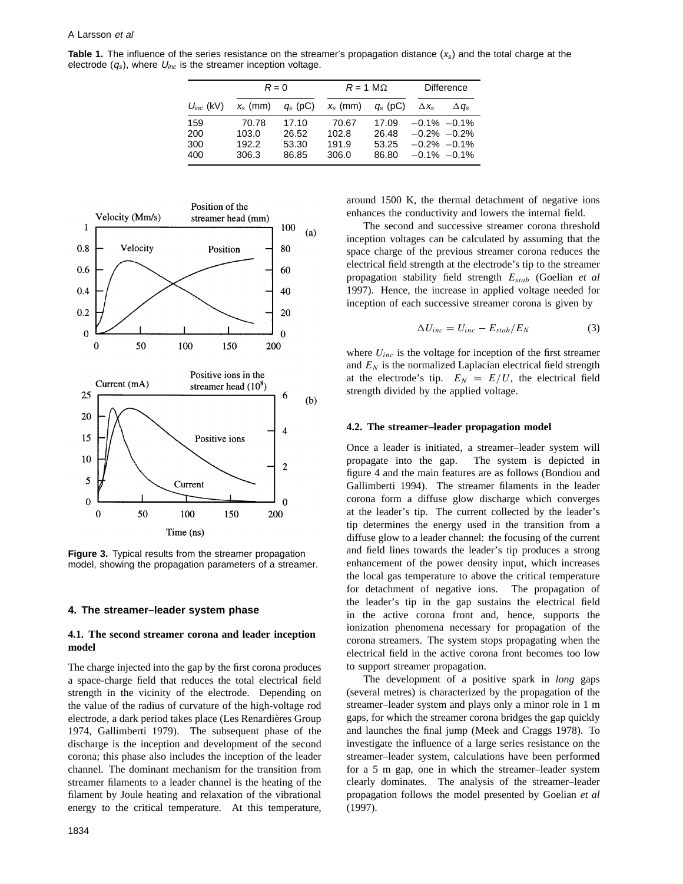**Table 1.** The influence of the series resistance on the streamer's propagation distance ($x_s$) and the total charge at the electrode ($q_s$), where $U_{inc}$ is the streamer inception voltage.

| | $R = 0$ | | $R = 1$ MΩ | | Difference | |
|---|---|---|---|---|---|---|
| $U_{inc}$ (kV) | $x_s$ (mm) | $q_s$ (pC) | $x_s$ (mm) | $q_s$ (pC) | $\Delta x_s$ | $\Delta q_s$ |
| 159 | 70.78 | 17.10 | 70.67 | 17.09 | −0.1% | −0.1% |
| 200 | 103.0 | 26.52 | 102.8 | 26.48 | −0.2% | −0.2% |
| 300 | 192.2 | 53.30 | 191.9 | 53.25 | −0.2% | −0.1% |
| 400 | 306.3 | 86.85 | 306.0 | 86.80 | −0.1% | −0.1% |

**Figure 3.** Typical results from the streamer propagation model, showing the propagation parameters of a streamer.

## 4. The streamer–leader system phase

### 4.1. The second streamer corona and leader inception model

The charge injected into the gap by the first corona produces a space-charge field that reduces the total electrical field strength in the vicinity of the electrode. Depending on the value of the radius of curvature of the high-voltage rod electrode, a dark period takes place (Les Renardières Group 1974, Gallimberti 1979). The subsequent phase of the discharge is the inception and development of the second corona; this phase also includes the inception of the leader channel. The dominant mechanism for the transition from streamer filaments to a leader channel is the heating of the filament by Joule heating and relaxation of the vibrational energy to the critical temperature. At this temperature, around 1500 K, the thermal detachment of negative ions enhances the conductivity and lowers the internal field.

The second and successive streamer corona threshold inception voltages can be calculated by assuming that the space charge of the previous streamer corona reduces the electrical field strength at the electrode's tip to the streamer propagation stability field strength $E_{stab}$ (Goelian *et al* 1997). Hence, the increase in applied voltage needed for inception of each successive streamer corona is given by

$$\Delta U_{inc} = U_{inc} - E_{stab}/E_N \tag{3}$$

where $U_{inc}$ is the voltage for inception of the first streamer and $E_N$ is the normalized Laplacian electrical field strength at the electrode's tip. $E_N = E/U$, the electrical field strength divided by the applied voltage.

### 4.2. The streamer–leader propagation model

Once a leader is initiated, a streamer–leader system will propagate into the gap. The system is depicted in figure 4 and the main features are as follows (Bondiou and Gallimberti 1994). The streamer filaments in the leader corona form a diffuse glow discharge which converges at the leader's tip. The current collected by the leader's tip determines the energy used in the transition from a diffuse glow to a leader channel: the focusing of the current and field lines towards the leader's tip produces a strong enhancement of the power density input, which increases the local gas temperature to above the critical temperature for detachment of negative ions. The propagation of the leader's tip in the gap sustains the electrical field in the active corona front and, hence, supports the ionization phenomena necessary for propagation of the corona streamers. The system stops propagating when the electrical field in the active corona front becomes too low to support streamer propagation.

The development of a positive spark in *long* gaps (several metres) is characterized by the propagation of the streamer–leader system and plays only a minor role in 1 m gaps, for which the streamer corona bridges the gap quickly and launches the final jump (Meek and Craggs 1978). To investigate the influence of a large series resistance on the streamer–leader system, calculations have been performed for a 5 m gap, one in which the streamer–leader system clearly dominates. The analysis of the streamer–leader propagation follows the model presented by Goelian *et al* (1997).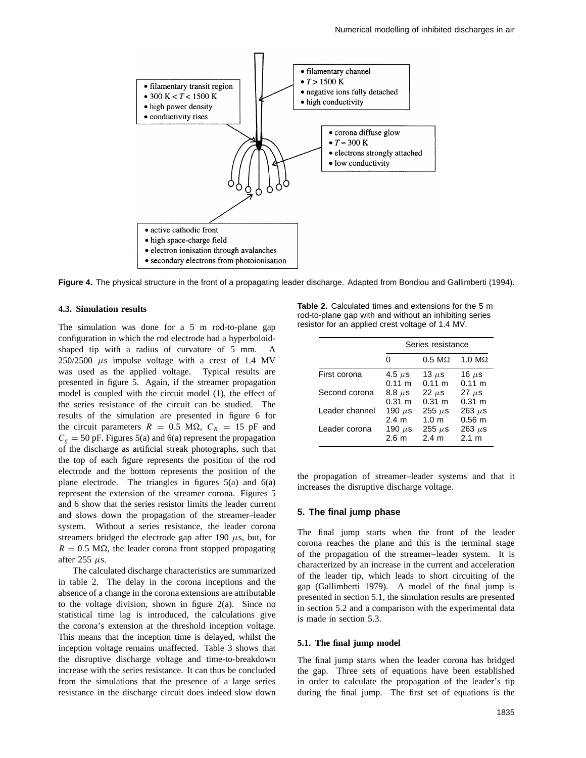Figure 4. The physical structure in the front of a propagating leader discharge. Adapted from Bondiou and Gallimberti (1994).

### 4.3. Simulation results

The simulation was done for a 5 m rod-to-plane gap configuration in which the rod electrode had a hyperboloid-shaped tip with a radius of curvature of 5 mm. A 250/2500 $\mu$s impulse voltage with a crest of 1.4 MV was used as the applied voltage. Typical results are presented in figure 5. Again, if the streamer propagation model is coupled with the circuit model (1), the effect of the series resistance of the circuit can be studied. The results of the simulation are presented in figure 6 for the circuit parameters $R = 0.5$ M$\Omega$, $C_R = 15$ pF and $C_g = 50$ pF. Figures 5(a) and 6(a) represent the propagation of the discharge as artificial streak photographs, such that the top of each figure represents the position of the rod electrode and the bottom represents the position of the plane electrode. The triangles in figures 5(a) and 6(a) represent the extension of the streamer corona. Figures 5 and 6 show that the series resistor limits the leader current and slows down the propagation of the streamer–leader system. Without a series resistance, the leader corona streamers bridged the electrode gap after 190 $\mu$s, but, for $R = 0.5$ M$\Omega$, the leader corona front stopped propagating after 255 $\mu$s.

The calculated discharge characteristics are summarized in table 2. The delay in the corona inceptions and the absence of a change in the corona extensions are attributable to the voltage division, shown in figure 2(a). Since no statistical time lag is introduced, the calculations give the corona's extension at the threshold inception voltage. This means that the inception time is delayed, whilst the inception voltage remains unaffected. Table 3 shows that the disruptive discharge voltage and time-to-breakdown increase with the series resistance. It can thus be concluded from the simulations that the presence of a large series resistance in the discharge circuit does indeed slow down the propagation of streamer–leader systems and that it increases the disruptive discharge voltage.

**Table 2.** Calculated times and extensions for the 5 m rod-to-plane gap with and without an inhibiting series resistor for an applied crest voltage of 1.4 MV.

| | Series resistance | | |
|---|---|---|---|
| | 0 | 0.5 M$\Omega$ | 1.0 M$\Omega$ |
| First corona | 4.5 $\mu$s | 13 $\mu$s | 16 $\mu$s |
| | 0.11 m | 0.11 m | 0.11 m |
| Second corona | 8.8 $\mu$s | 22 $\mu$s | 27 $\mu$s |
| | 0.31 m | 0.31 m | 0.31 m |
| Leader channel | 190 $\mu$s | 255 $\mu$s | 263 $\mu$s |
| | 2.4 m | 1.0 m | 0.56 m |
| Leader corona | 190 $\mu$s | 255 $\mu$s | 263 $\mu$s |
| | 2.6 m | 2.4 m | 2.1 m |

## 5. The final jump phase

The final jump starts when the front of the leader corona reaches the plane and this is the terminal stage of the propagation of the streamer–leader system. It is characterized by an increase in the current and acceleration of the leader tip, which leads to short circuiting of the gap (Gallimberti 1979). A model of the final jump is presented in section 5.1, the simulation results are presented in section 5.2 and a comparison with the experimental data is made in section 5.3.

### 5.1. The final jump model

The final jump starts when the leader corona has bridged the gap. Three sets of equations have been established in order to calculate the propagation of the leader's tip during the final jump. The first set of equations is the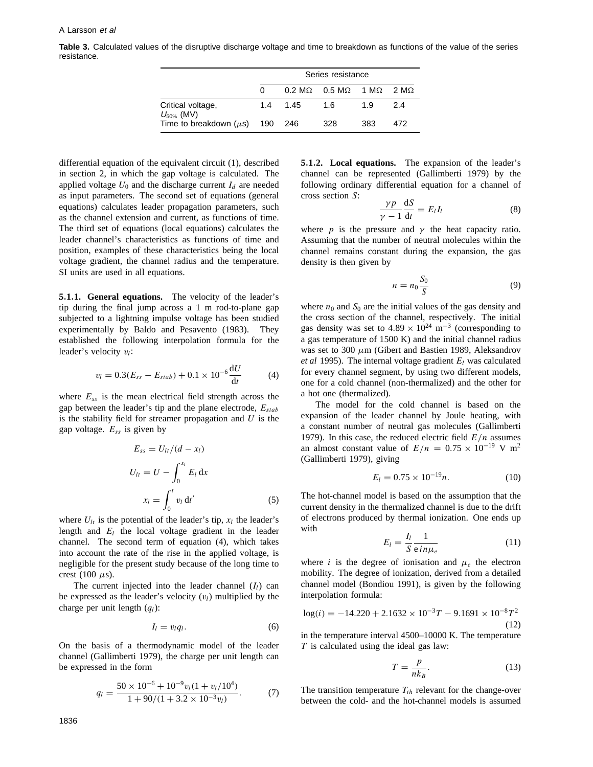**Table 3.** Calculated values of the disruptive discharge voltage and time to breakdown as functions of the value of the series resistance.

| | Series resistance | | | | |
|---|---|---|---|---|---|
| | 0 | 0.2 MΩ | 0.5 MΩ | 1 MΩ | 2 MΩ |
| Critical voltage, $U_{50\%}$ (MV) | 1.4 | 1.45 | 1.6 | 1.9 | 2.4 |
| Time to breakdown ($\mu$s) | 190 | 246 | 328 | 383 | 472 |

differential equation of the equivalent circuit (1), described in section 2, in which the gap voltage is calculated. The applied voltage $U_0$ and the discharge current $I_d$ are needed as input parameters. The second set of equations (general equations) calculates leader propagation parameters, such as the channel extension and current, as functions of time. The third set of equations (local equations) calculates the leader channel's characteristics as functions of time and position, examples of these characteristics being the local voltage gradient, the channel radius and the temperature. SI units are used in all equations.

**5.1.1. General equations.** The velocity of the leader's tip during the final jump across a 1 m rod-to-plane gap subjected to a lightning impulse voltage has been studied experimentally by Baldo and Pesavento (1983). They established the following interpolation formula for the leader's velocity $v_l$:

$$v_l = 0.3(E_{ss} - E_{stab}) + 0.1 \times 10^{-6}\frac{\mathrm{d}U}{\mathrm{d}t} \tag{4}$$

where $E_{ss}$ is the mean electrical field strength across the gap between the leader's tip and the plane electrode, $E_{stab}$ is the stability field for streamer propagation and $U$ is the gap voltage. $E_{ss}$ is given by

$$E_{ss} = U_{lt}/(d - x_l)$$
$$U_{lt} = U - \int_0^{x_l} E_l \,\mathrm{d}x$$
$$x_l = \int_0^t v_l \,\mathrm{d}t' \tag{5}$$

where $U_{lt}$ is the potential of the leader's tip, $x_l$ the leader's length and $E_l$ the local voltage gradient in the leader channel. The second term of equation (4), which takes into account the rate of the rise in the applied voltage, is negligible for the present study because of the long time to crest (100 $\mu$s).

The current injected into the leader channel ($I_l$) can be expressed as the leader's velocity ($v_l$) multiplied by the charge per unit length ($q_l$):

$$I_l = v_l q_l. \tag{6}$$

On the basis of a thermodynamic model of the leader channel (Gallimberti 1979), the charge per unit length can be expressed in the form

$$q_l = \frac{50 \times 10^{-6} + 10^{-9}v_l(1 + v_l/10^4)}{1 + 90/(1 + 3.2 \times 10^{-3}v_l)}. \tag{7}$$

**5.1.2. Local equations.** The expansion of the leader's channel can be represented (Gallimberti 1979) by the following ordinary differential equation for a channel of cross section $S$:

$$\frac{\gamma p}{\gamma - 1}\frac{\mathrm{d}S}{\mathrm{d}t} = E_l I_l \tag{8}$$

where $p$ is the pressure and $\gamma$ the heat capacity ratio. Assuming that the number of neutral molecules within the channel remains constant during the expansion, the gas density is then given by

$$n = n_0 \frac{S_0}{S} \tag{9}$$

where $n_0$ and $S_0$ are the initial values of the gas density and the cross section of the channel, respectively. The initial gas density was set to $4.89 \times 10^{24}$ m$^{-3}$ (corresponding to a gas temperature of 1500 K) and the initial channel radius was set to 300 $\mu$m (Gibert and Bastien 1989, Aleksandrov *et al* 1995). The internal voltage gradient $E_l$ was calculated for every channel segment, by using two different models, one for a cold channel (non-thermalized) and the other for a hot one (thermalized).

The model for the cold channel is based on the expansion of the leader channel by Joule heating, with a constant number of neutral gas molecules (Gallimberti 1979). In this case, the reduced electric field $E/n$ assumes an almost constant value of $E/n = 0.75 \times 10^{-19}$ V m$^2$ (Gallimberti 1979), giving

$$E_l = 0.75 \times 10^{-19} n. \tag{10}$$

The hot-channel model is based on the assumption that the current density in the thermalized channel is due to the drift of electrons produced by thermal ionization. One ends up with

$$E_l = \frac{I_l}{S}\frac{1}{\mathrm{e}\, i n \mu_e} \tag{11}$$

where $i$ is the degree of ionisation and $\mu_e$ the electron mobility. The degree of ionization, derived from a detailed channel model (Bondiou 1991), is given by the following interpolation formula:

$$\log(i) = -14.220 + 2.1632 \times 10^{-3}T - 9.1691 \times 10^{-8}T^2 \tag{12}$$

in the temperature interval 4500–10000 K. The temperature $T$ is calculated using the ideal gas law:

$$T = \frac{p}{nk_B}. \tag{13}$$

The transition temperature $T_{th}$ relevant for the change-over between the cold- and the hot-channel models is assumed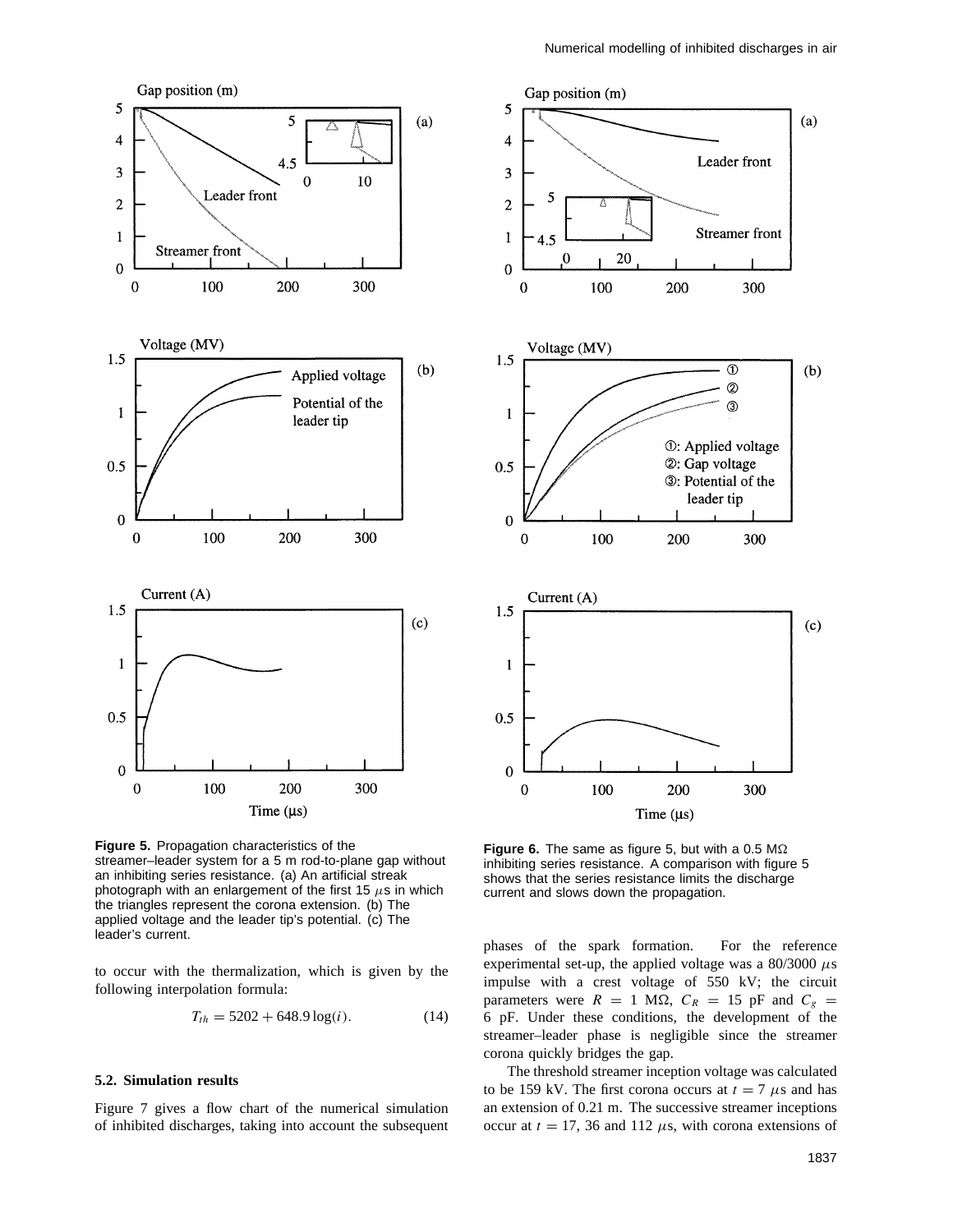**Figure 5.** Propagation characteristics of the streamer–leader system for a 5 m rod-to-plane gap without an inhibiting series resistance. (a) An artificial streak photograph with an enlargement of the first 15 $\mu$s in which the triangles represent the corona extension. (b) The applied voltage and the leader tip's potential. (c) The leader's current.

**Figure 6.** The same as figure 5, but with a 0.5 M$\Omega$ inhibiting series resistance. A comparison with figure 5 shows that the series resistance limits the discharge current and slows down the propagation.

to occur with the thermalization, which is given by the following interpolation formula:

$$T_{th} = 5202 + 648.9 \log(i). \tag{14}$$

### 5.2. Simulation results

Figure 7 gives a flow chart of the numerical simulation of inhibited discharges, taking into account the subsequent phases of the spark formation. For the reference experimental set-up, the applied voltage was a 80/3000 $\mu$s impulse with a crest voltage of 550 kV; the circuit parameters were $R = 1$ M$\Omega$, $C_R = 15$ pF and $C_g = 6$ pF. Under these conditions, the development of the streamer–leader phase is negligible since the streamer corona quickly bridges the gap.

The threshold streamer inception voltage was calculated to be 159 kV. The first corona occurs at $t = 7$ $\mu$s and has an extension of 0.21 m. The successive streamer inceptions occur at $t = 17$, 36 and 112 $\mu$s, with corona extensions of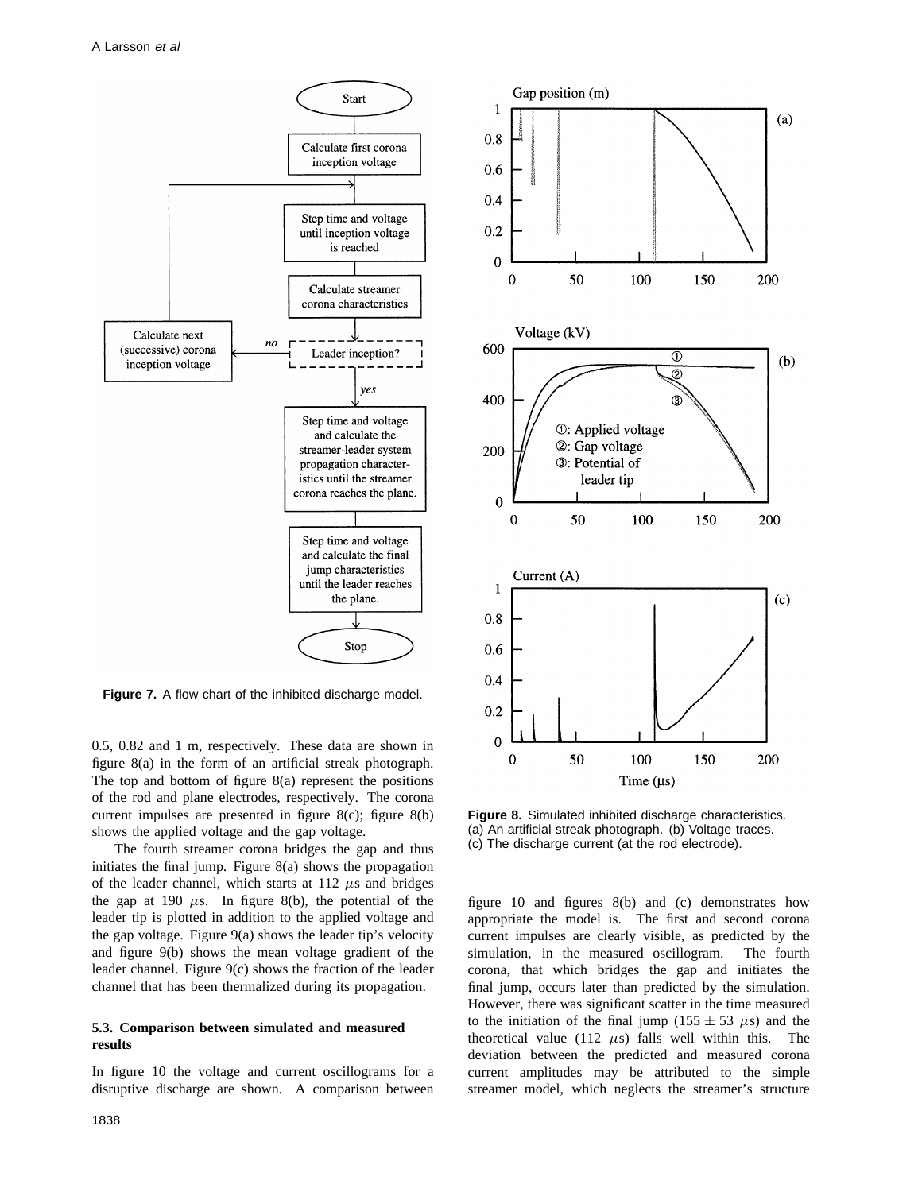**Figure 7.** A flow chart of the inhibited discharge model.

0.5, 0.82 and 1 m, respectively. These data are shown in figure 8(a) in the form of an artificial streak photograph. The top and bottom of figure 8(a) represent the positions of the rod and plane electrodes, respectively. The corona current impulses are presented in figure 8(c); figure 8(b) shows the applied voltage and the gap voltage.

The fourth streamer corona bridges the gap and thus initiates the final jump. Figure 8(a) shows the propagation of the leader channel, which starts at 112 $\mu$s and bridges the gap at 190 $\mu$s. In figure 8(b), the potential of the leader tip is plotted in addition to the applied voltage and the gap voltage. Figure 9(a) shows the leader tip's velocity and figure 9(b) shows the mean voltage gradient of the leader channel. Figure 9(c) shows the fraction of the leader channel that has been thermalized during its propagation.

### 5.3. Comparison between simulated and measured results

In figure 10 the voltage and current oscillograms for a disruptive discharge are shown. A comparison between figure 10 and figures 8(b) and (c) demonstrates how appropriate the model is. The first and second corona current impulses are clearly visible, as predicted by the simulation, in the measured oscillogram. The fourth corona, that which bridges the gap and initiates the final jump, occurs later than predicted by the simulation. However, there was significant scatter in the time measured to the initiation of the final jump ($155 \pm 53$ $\mu$s) and the theoretical value (112 $\mu$s) falls well within this. The deviation between the predicted and measured corona current amplitudes may be attributed to the simple streamer model, which neglects the streamer's structure

**Figure 8.** Simulated inhibited discharge characteristics. (a) An artificial streak photograph. (b) Voltage traces. (c) The discharge current (at the rod electrode).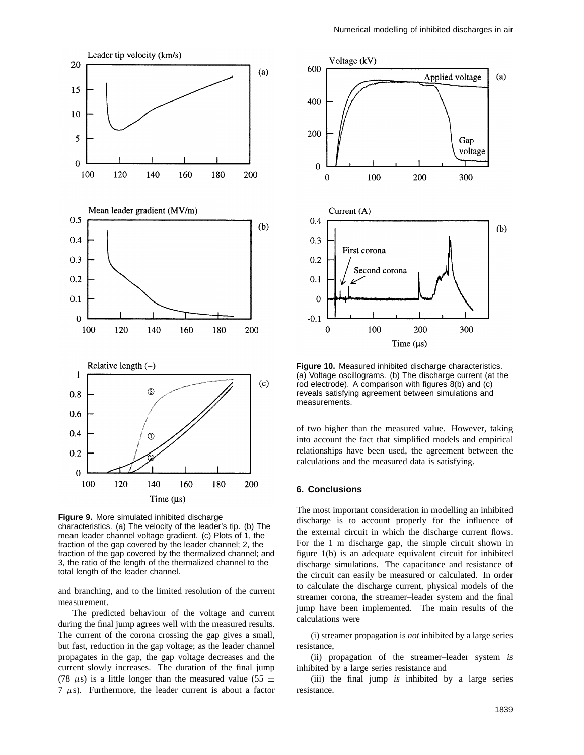**Figure 9.** More simulated inhibited discharge characteristics. (a) The velocity of the leader's tip. (b) The mean leader channel voltage gradient. (c) Plots of 1, the fraction of the gap covered by the leader channel; 2, the fraction of the gap covered by the thermalized channel; and 3, the ratio of the length of the thermalized channel to the total length of the leader channel.

and branching, and to the limited resolution of the current measurement.

The predicted behaviour of the voltage and current during the final jump agrees well with the measured results. The current of the corona crossing the gap gives a small, but fast, reduction in the gap voltage; as the leader channel propagates in the gap, the gap voltage decreases and the current slowly increases. The duration of the final jump (78 $\mu$s) is a little longer than the measured value (55 $\pm$ 7 $\mu$s). Furthermore, the leader current is about a factor of two higher than the measured value. However, taking into account the fact that simplified models and empirical relationships have been used, the agreement between the calculations and the measured data is satisfying.

**Figure 10.** Measured inhibited discharge characteristics. (a) Voltage oscillograms. (b) The discharge current (at the rod electrode). A comparison with figures 8(b) and (c) reveals satisfying agreement between simulations and measurements.

## 6. Conclusions

The most important consideration in modelling an inhibited discharge is to account properly for the influence of the external circuit in which the discharge current flows. For the 1 m discharge gap, the simple circuit shown in figure 1(b) is an adequate equivalent circuit for inhibited discharge simulations. The capacitance and resistance of the circuit can easily be measured or calculated. In order to calculate the discharge current, physical models of the streamer corona, the streamer–leader system and the final jump have been implemented. The main results of the calculations were

(i) streamer propagation is *not* inhibited by a large series resistance,

(ii) propagation of the streamer–leader system *is* inhibited by a large series resistance and

(iii) the final jump *is* inhibited by a large series resistance.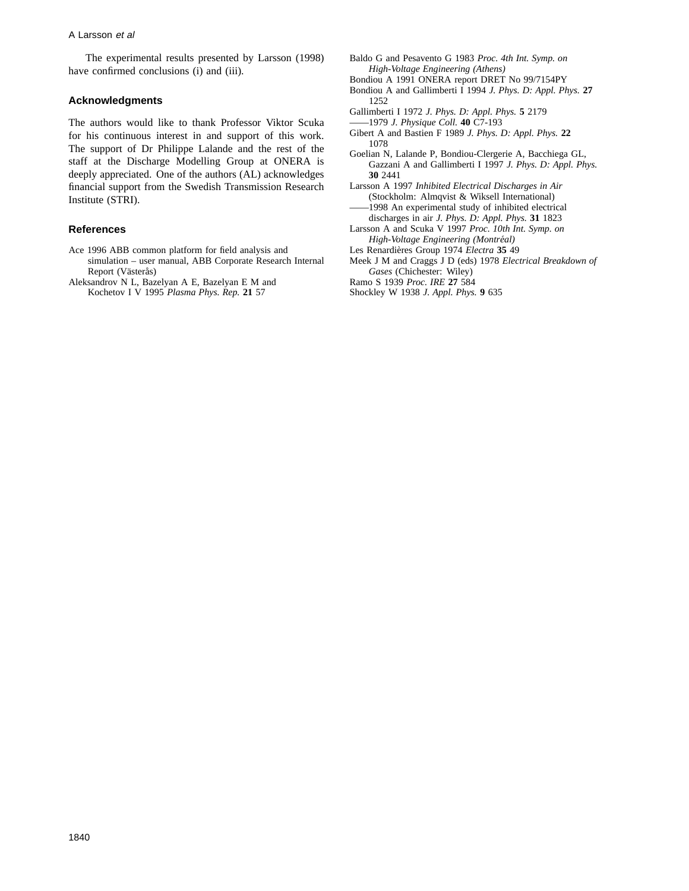The experimental results presented by Larsson (1998) have confirmed conclusions (i) and (iii).

## Acknowledgments

The authors would like to thank Professor Viktor Scuka for his continuous interest in and support of this work. The support of Dr Philippe Lalande and the rest of the staff at the Discharge Modelling Group at ONERA is deeply appreciated. One of the authors (AL) acknowledges financial support from the Swedish Transmission Research Institute (STRI).

## References

Ace 1996 ABB common platform for field analysis and simulation – user manual, ABB Corporate Research Internal Report (Västerås)

Aleksandrov N L, Bazelyan A E, Bazelyan E M and Kochetov I V 1995 *Plasma Phys. Rep.* **21** 57

Baldo G and Pesavento G 1983 *Proc. 4th Int. Symp. on High-Voltage Engineering (Athens)*

Bondiou A 1991 ONERA report DRET No 99/7154PY

Bondiou A and Gallimberti I 1994 *J. Phys. D: Appl. Phys.* **27** 1252

Gallimberti I 1972 *J. Phys. D: Appl. Phys.* **5** 2179

——1979 *J. Physique Coll.* **40** C7-193

Gibert A and Bastien F 1989 *J. Phys. D: Appl. Phys.* **22** 1078

Goelian N, Lalande P, Bondiou-Clergerie A, Bacchiega GL, Gazzani A and Gallimberti I 1997 *J. Phys. D: Appl. Phys.* **30** 2441

Larsson A 1997 *Inhibited Electrical Discharges in Air* (Stockholm: Almqvist & Wiksell International)

——1998 An experimental study of inhibited electrical discharges in air *J. Phys. D: Appl. Phys.* **31** 1823

Larsson A and Scuka V 1997 *Proc. 10th Int. Symp. on High-Voltage Engineering (Montréal)*

Les Renardières Group 1974 *Electra* **35** 49

Meek J M and Craggs J D (eds) 1978 *Electrical Breakdown of Gases* (Chichester: Wiley)

Ramo S 1939 *Proc. IRE* **27** 584

Shockley W 1938 *J. Appl. Phys.* **9** 635